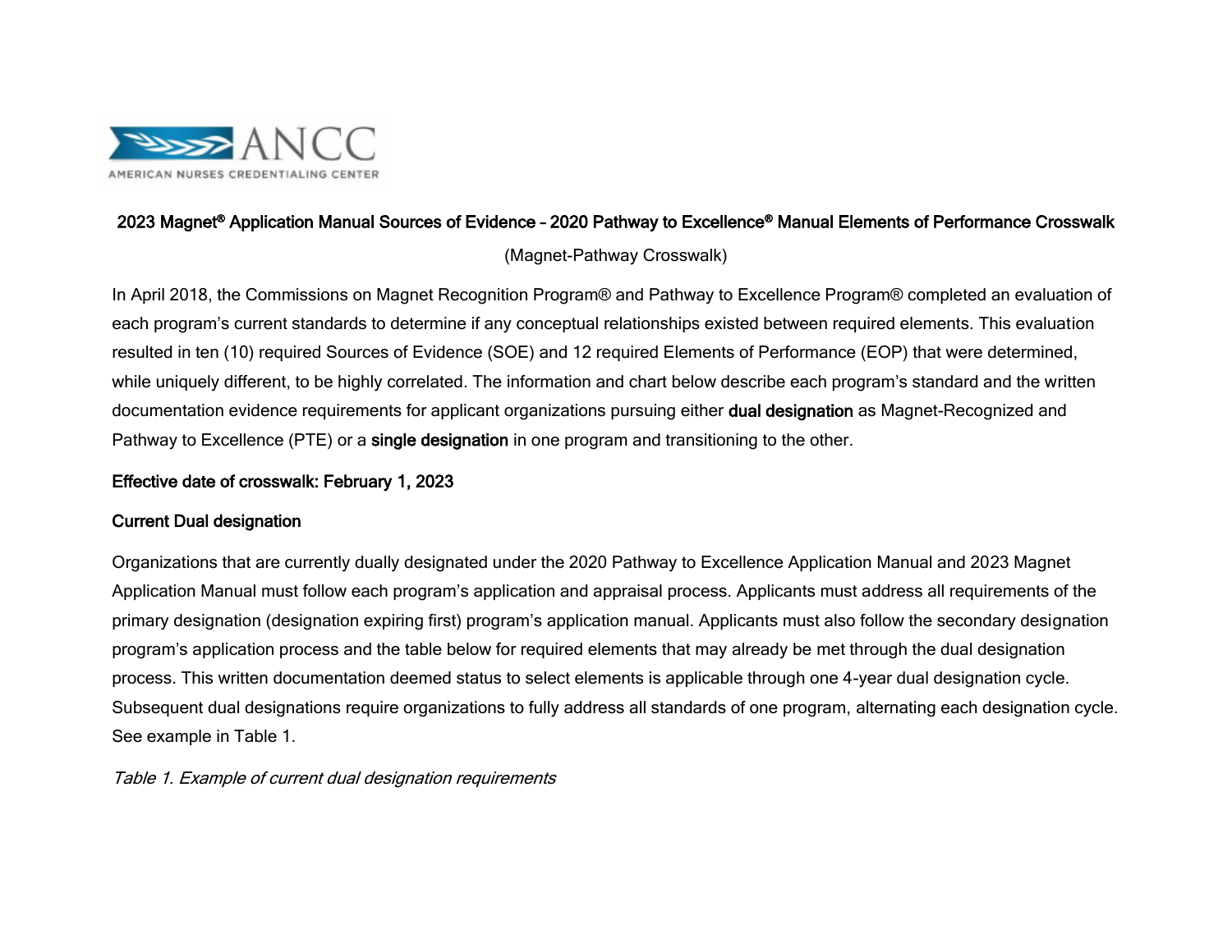ANCC

AMERICAN NURSES CREDENTIALING CENTER

# 2023 Magnet® Application Manual Sources of Evidence – 2020 Pathway to Excellence® Manual Elements of Performance Crosswalk

(Magnet-Pathway Crosswalk)

In April 2018, the Commissions on Magnet Recognition Program® and Pathway to Excellence Program® completed an evaluation of each program's current standards to determine if any conceptual relationships existed between required elements. This evaluation resulted in ten (10) required Sources of Evidence (SOE) and 12 required Elements of Performance (EOP) that were determined, while uniquely different, to be highly correlated. The information and chart below describe each program's standard and the written documentation evidence requirements for applicant organizations pursuing either **dual designation** as Magnet-Recognized and Pathway to Excellence (PTE) or a **single designation** in one program and transitioning to the other.

**Effective date of crosswalk: February 1, 2023**

**Current Dual designation**

Organizations that are currently dually designated under the 2020 Pathway to Excellence Application Manual and 2023 Magnet Application Manual must follow each program's application and appraisal process. Applicants must address all requirements of the primary designation (designation expiring first) program's application manual. Applicants must also follow the secondary designation program's application process and the table below for required elements that may already be met through the dual designation process. This written documentation deemed status to select elements is applicable through one 4-year dual designation cycle. Subsequent dual designations require organizations to fully address all standards of one program, alternating each designation cycle. See example in Table 1.

*Table 1. Example of current dual designation requirements*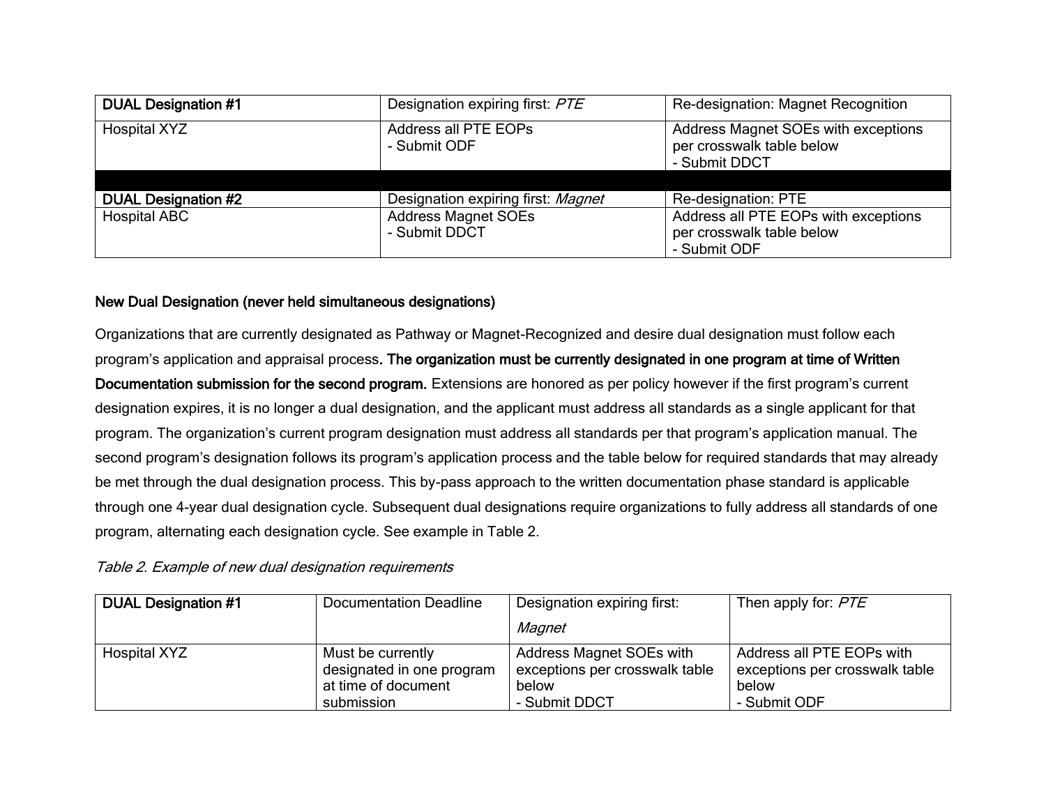| DUAL Designation #1 | Designation expiring first: *PTE* | Re-designation: Magnet Recognition |
|---|---|---|
| Hospital XYZ | Address all PTE EOPs<br>- Submit ODF | Address Magnet SOEs with exceptions per crosswalk table below<br>- Submit DDCT |
| | | |
| **DUAL Designation #2** | Designation expiring first: *Magnet* | Re-designation: PTE |
| Hospital ABC | Address Magnet SOEs<br>- Submit DDCT | Address all PTE EOPs with exceptions per crosswalk table below<br>- Submit ODF |

**New Dual Designation (never held simultaneous designations)**

Organizations that are currently designated as Pathway or Magnet-Recognized and desire dual designation must follow each program's application and appraisal process**. The organization must be currently designated in one program at time of Written Documentation submission for the second program.** Extensions are honored as per policy however if the first program's current designation expires, it is no longer a dual designation, and the applicant must address all standards as a single applicant for that program. The organization's current program designation must address all standards per that program's application manual. The second program's designation follows its program's application process and the table below for required standards that may already be met through the dual designation process. This by-pass approach to the written documentation phase standard is applicable through one 4-year dual designation cycle. Subsequent dual designations require organizations to fully address all standards of one program, alternating each designation cycle. See example in Table 2.

*Table 2. Example of new dual designation requirements*

| DUAL Designation #1 | Documentation Deadline | Designation expiring first: *Magnet* | Then apply for: *PTE* |
|---|---|---|---|
| Hospital XYZ | Must be currently designated in one program at time of document submission | Address Magnet SOEs with exceptions per crosswalk table below<br>- Submit DDCT | Address all PTE EOPs with exceptions per crosswalk table below<br>- Submit ODF |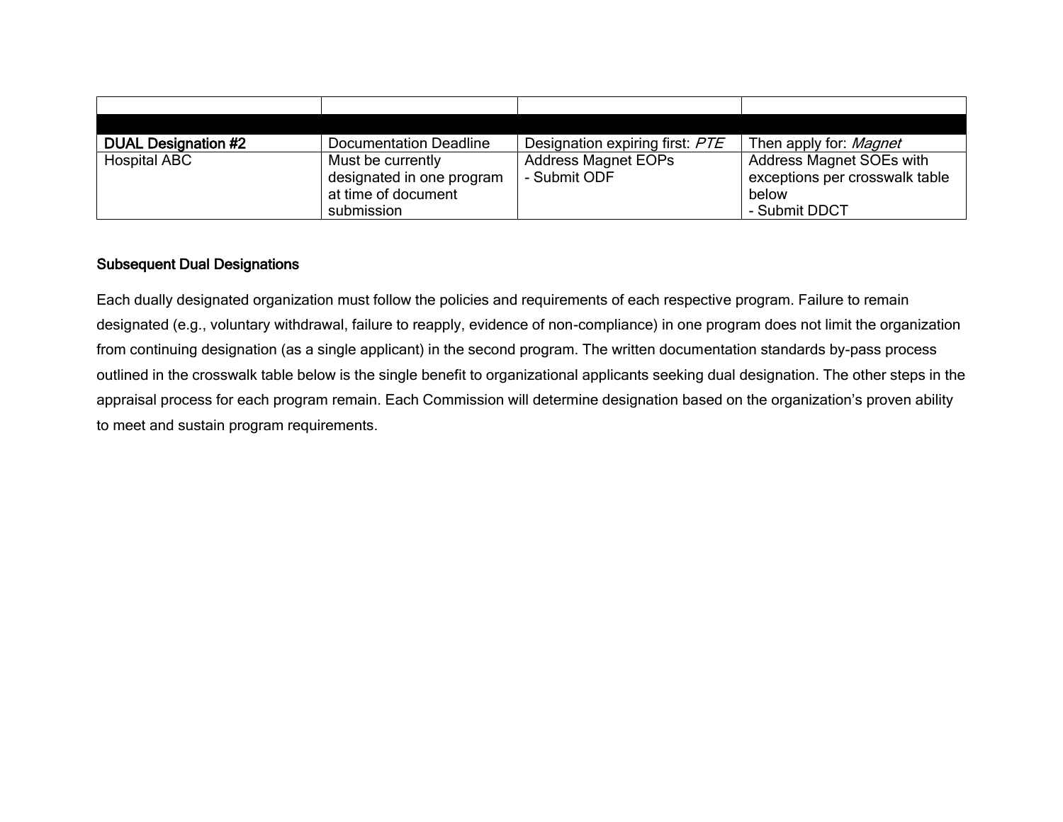| | | | |
|---|---|---|---|
| | | | |
| **DUAL Designation #2** | Documentation Deadline | Designation expiring first: *PTE* | Then apply for: *Magnet* |
| Hospital ABC | Must be currently designated in one program at time of document submission | Address Magnet EOPs<br>- Submit ODF | Address Magnet SOEs with exceptions per crosswalk table below<br>- Submit DDCT |

### Subsequent Dual Designations

Each dually designated organization must follow the policies and requirements of each respective program. Failure to remain designated (e.g., voluntary withdrawal, failure to reapply, evidence of non-compliance) in one program does not limit the organization from continuing designation (as a single applicant) in the second program. The written documentation standards by-pass process outlined in the crosswalk table below is the single benefit to organizational applicants seeking dual designation. The other steps in the appraisal process for each program remain. Each Commission will determine designation based on the organization's proven ability to meet and sustain program requirements.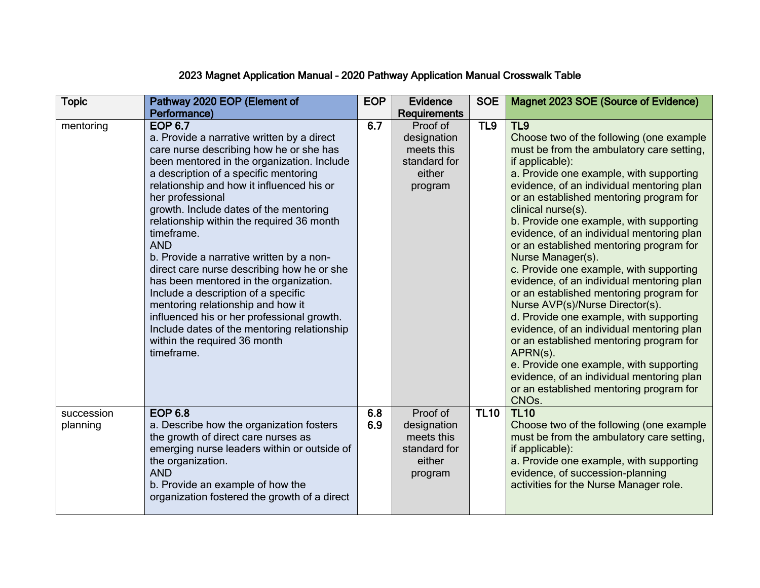# 2023 Magnet Application Manual – 2020 Pathway Application Manual Crosswalk Table

| Topic | Pathway 2020 EOP (Element of Performance) | EOP | Evidence Requirements | SOE | Magnet 2023 SOE (Source of Evidence) |
|---|---|---|---|---|---|
| mentoring | **EOP 6.7**<br>a. Provide a narrative written by a direct care nurse describing how he or she has been mentored in the organization. Include a description of a specific mentoring relationship and how it influenced his or her professional growth. Include dates of the mentoring relationship within the required 36 month timeframe.<br>AND<br>b. Provide a narrative written by a non-direct care nurse describing how he or she has been mentored in the organization. Include a description of a specific mentoring relationship and how it influenced his or her professional growth. Include dates of the mentoring relationship within the required 36 month timeframe. | **6.7** | Proof of designation meets this standard for either program | **TL9** | **TL9**<br>Choose two of the following (one example must be from the ambulatory care setting, if applicable):<br>a. Provide one example, with supporting evidence, of an individual mentoring plan or an established mentoring program for clinical nurse(s).<br>b. Provide one example, with supporting evidence, of an individual mentoring plan or an established mentoring program for Nurse Manager(s).<br>c. Provide one example, with supporting evidence, of an individual mentoring plan or an established mentoring program for Nurse AVP(s)/Nurse Director(s).<br>d. Provide one example, with supporting evidence, of an individual mentoring plan or an established mentoring program for APRN(s).<br>e. Provide one example, with supporting evidence, of an individual mentoring plan or an established mentoring program for CNOs. |
| succession planning | **EOP 6.8**<br>a. Describe how the organization fosters the growth of direct care nurses as emerging nurse leaders within or outside of the organization.<br>AND<br>b. Provide an example of how the organization fostered the growth of a direct | **6.8**<br>**6.9** | Proof of designation meets this standard for either program | **TL10** | **TL10**<br>Choose two of the following (one example must be from the ambulatory care setting, if applicable):<br>a. Provide one example, with supporting evidence, of succession-planning activities for the Nurse Manager role. |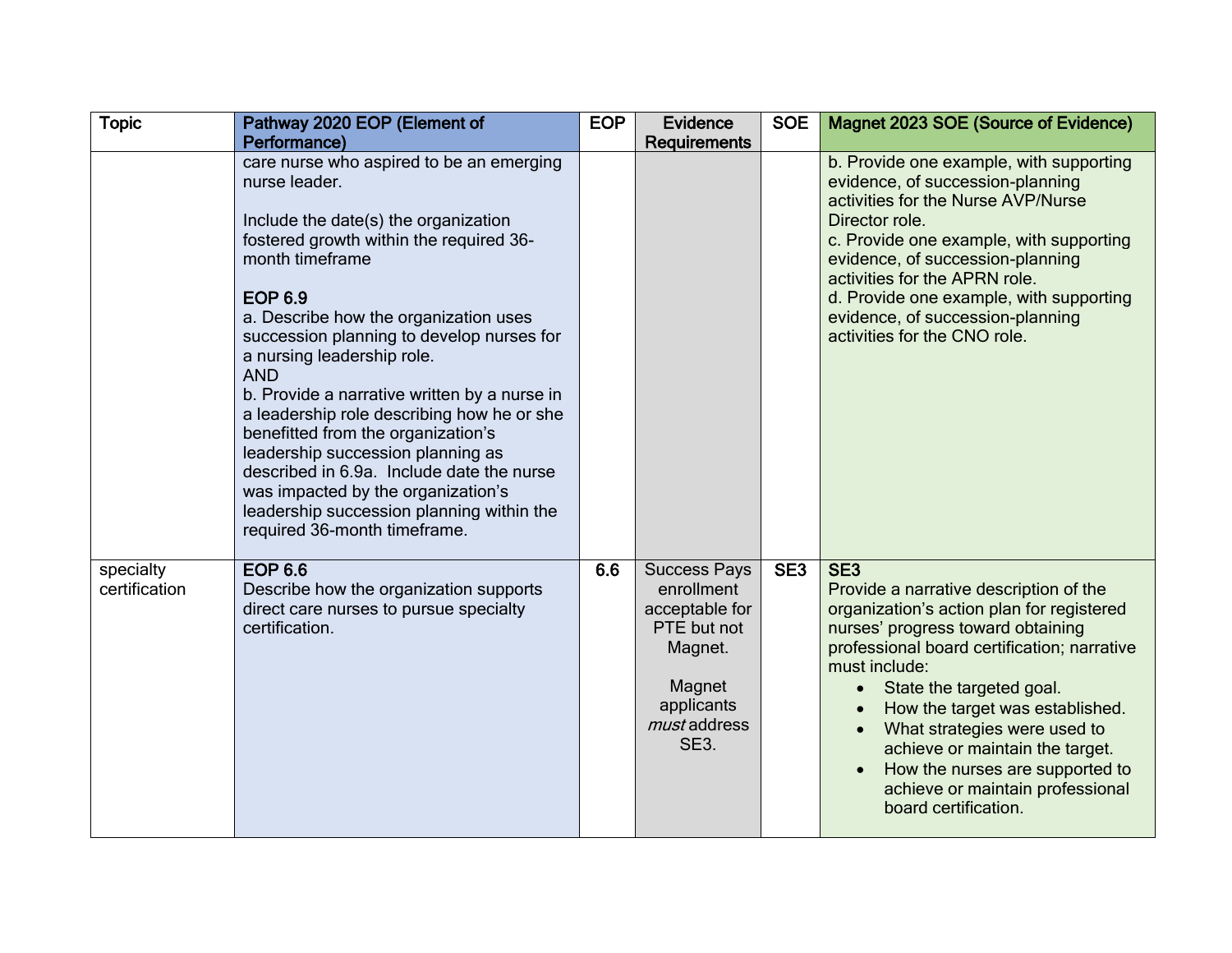| Topic | Pathway 2020 EOP (Element of Performance) | EOP | Evidence Requirements | SOE | Magnet 2023 SOE (Source of Evidence) |
|---|---|---|---|---|---|
| | care nurse who aspired to be an emerging nurse leader.<br><br>Include the date(s) the organization fostered growth within the required 36-month timeframe<br><br>**EOP 6.9**<br>a. Describe how the organization uses succession planning to develop nurses for a nursing leadership role.<br>AND<br>b. Provide a narrative written by a nurse in a leadership role describing how he or she benefitted from the organization's leadership succession planning as described in 6.9a. Include date the nurse was impacted by the organization's leadership succession planning within the required 36-month timeframe. | | | | b. Provide one example, with supporting evidence, of succession-planning activities for the Nurse AVP/Nurse Director role.<br>c. Provide one example, with supporting evidence, of succession-planning activities for the APRN role.<br>d. Provide one example, with supporting evidence, of succession-planning activities for the CNO role. |
| specialty certification | **EOP 6.6**<br>Describe how the organization supports direct care nurses to pursue specialty certification. | **6.6** | Success Pays enrollment acceptable for PTE but not Magnet.<br><br>Magnet applicants *must* address SE3. | **SE3** | **SE3**<br>Provide a narrative description of the organization's action plan for registered nurses' progress toward obtaining professional board certification; narrative must include:<br>• State the targeted goal.<br>• How the target was established.<br>• What strategies were used to achieve or maintain the target.<br>• How the nurses are supported to achieve or maintain professional board certification. |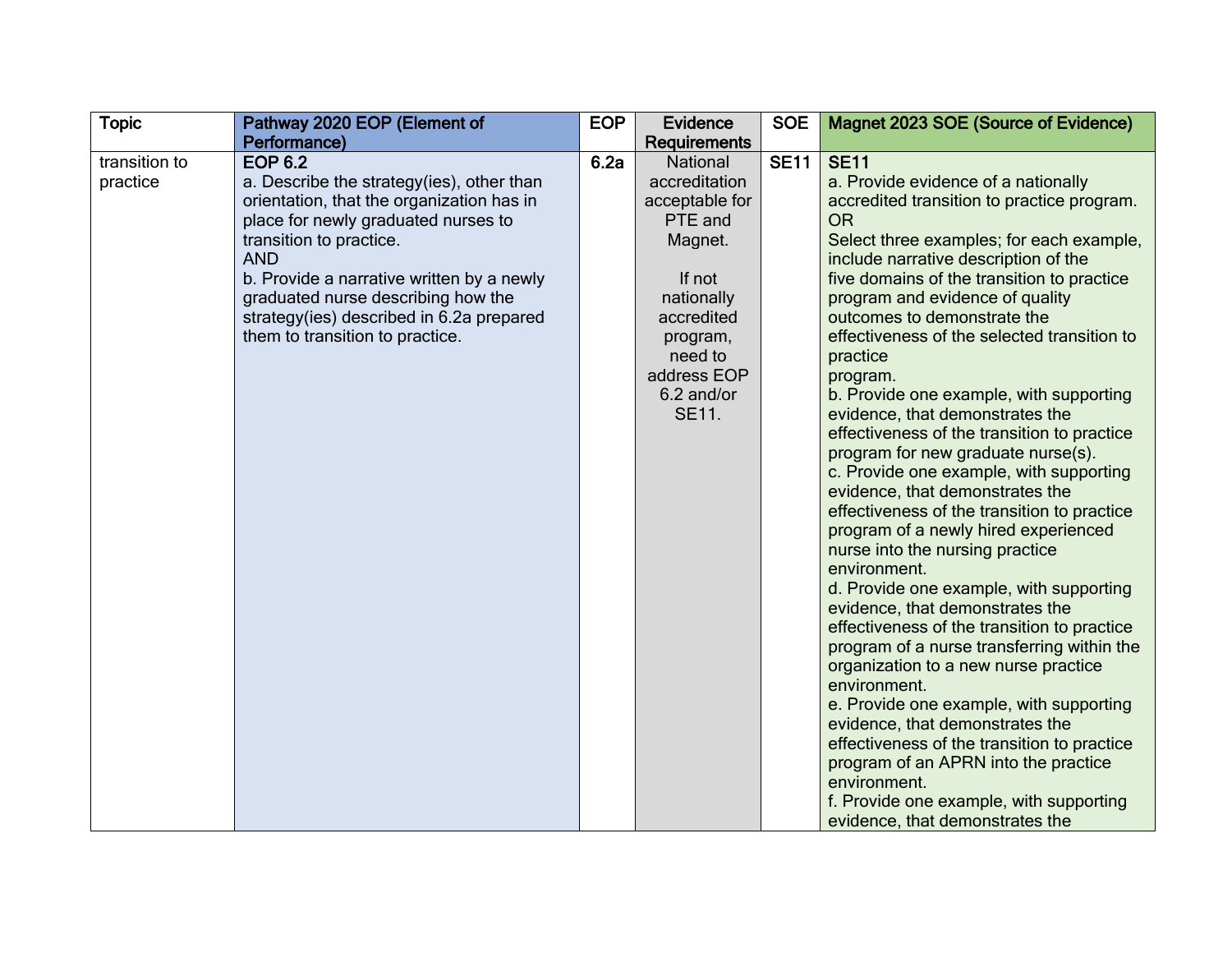| Topic | Pathway 2020 EOP (Element of Performance) | EOP | Evidence Requirements | SOE | Magnet 2023 SOE (Source of Evidence) |
|---|---|---|---|---|---|
| transition to practice | **EOP 6.2**<br>a. Describe the strategy(ies), other than orientation, that the organization has in place for newly graduated nurses to transition to practice.<br>AND<br>b. Provide a narrative written by a newly graduated nurse describing how the strategy(ies) described in 6.2a prepared them to transition to practice. | **6.2a** | National accreditation acceptable for PTE and Magnet.<br><br>If not nationally accredited program, need to address EOP 6.2 and/or SE11. | **SE11** | **SE11**<br>a. Provide evidence of a nationally accredited transition to practice program.<br>OR<br>Select three examples; for each example, include narrative description of the five domains of the transition to practice program and evidence of quality outcomes to demonstrate the effectiveness of the selected transition to practice program.<br>b. Provide one example, with supporting evidence, that demonstrates the effectiveness of the transition to practice program for new graduate nurse(s).<br>c. Provide one example, with supporting evidence, that demonstrates the effectiveness of the transition to practice program of a newly hired experienced nurse into the nursing practice environment.<br>d. Provide one example, with supporting evidence, that demonstrates the effectiveness of the transition to practice program of a nurse transferring within the organization to a new nurse practice environment.<br>e. Provide one example, with supporting evidence, that demonstrates the effectiveness of the transition to practice program of an APRN into the practice environment.<br>f. Provide one example, with supporting evidence, that demonstrates the |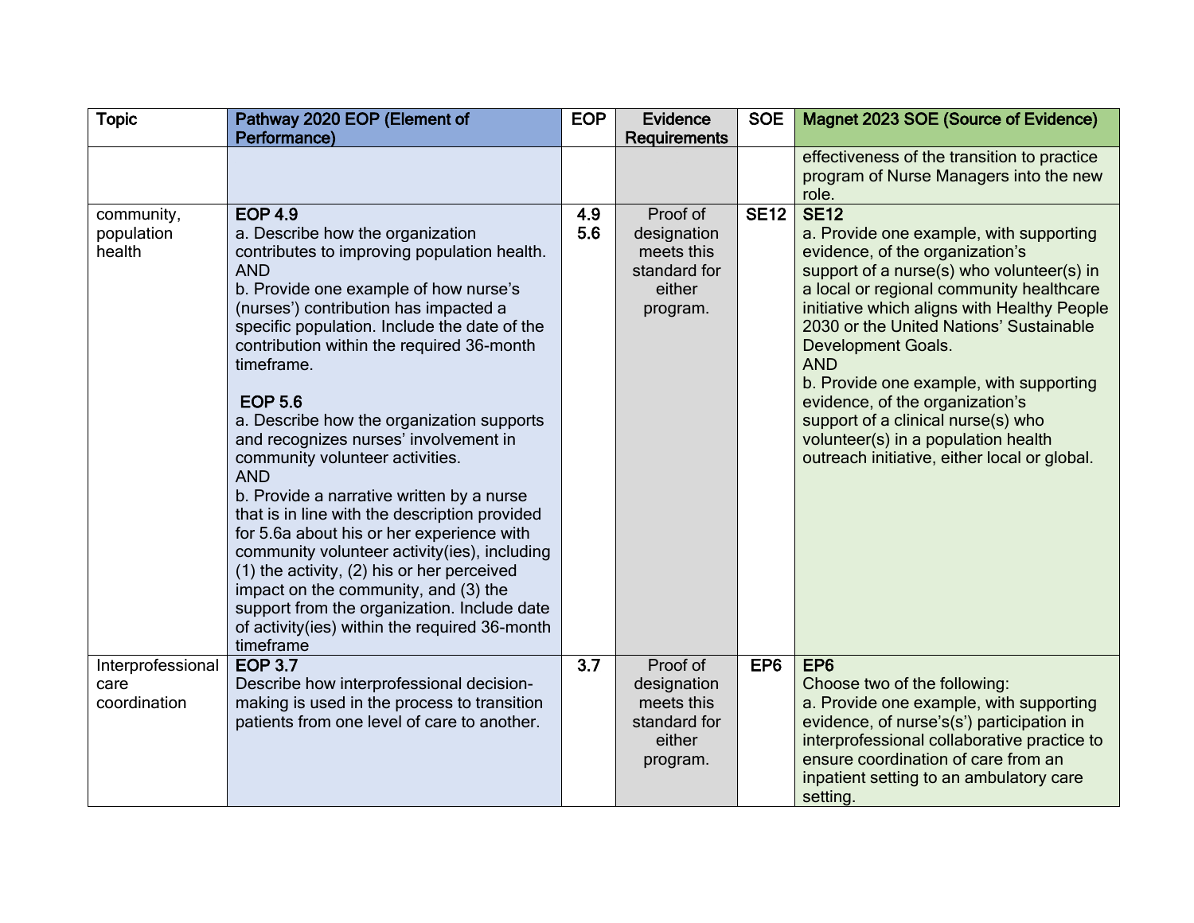| Topic | Pathway 2020 EOP (Element of Performance) | EOP | Evidence Requirements | SOE | Magnet 2023 SOE (Source of Evidence) |
|---|---|---|---|---|---|
| | | | | | effectiveness of the transition to practice program of Nurse Managers into the new role. |
| community, population health | **EOP 4.9**<br>a. Describe how the organization contributes to improving population health.<br>AND<br>b. Provide one example of how nurse's (nurses') contribution has impacted a specific population. Include the date of the contribution within the required 36-month timeframe.<br><br>**EOP 5.6**<br>a. Describe how the organization supports and recognizes nurses' involvement in community volunteer activities.<br>AND<br>b. Provide a narrative written by a nurse that is in line with the description provided for 5.6a about his or her experience with community volunteer activity(ies), including (1) the activity, (2) his or her perceived impact on the community, and (3) the support from the organization. Include date of activity(ies) within the required 36-month timeframe | **4.9**<br>**5.6** | Proof of designation meets this standard for either program. | **SE12** | **SE12**<br>a. Provide one example, with supporting evidence, of the organization's support of a nurse(s) who volunteer(s) in a local or regional community healthcare initiative which aligns with Healthy People 2030 or the United Nations' Sustainable Development Goals.<br>AND<br>b. Provide one example, with supporting evidence, of the organization's support of a clinical nurse(s) who volunteer(s) in a population health outreach initiative, either local or global. |
| Interprofessional care coordination | **EOP 3.7**<br>Describe how interprofessional decision-making is used in the process to transition patients from one level of care to another. | **3.7** | Proof of designation meets this standard for either program. | **EP6** | **EP6**<br>Choose two of the following:<br>a. Provide one example, with supporting evidence, of nurse's(s') participation in interprofessional collaborative practice to ensure coordination of care from an inpatient setting to an ambulatory care setting. |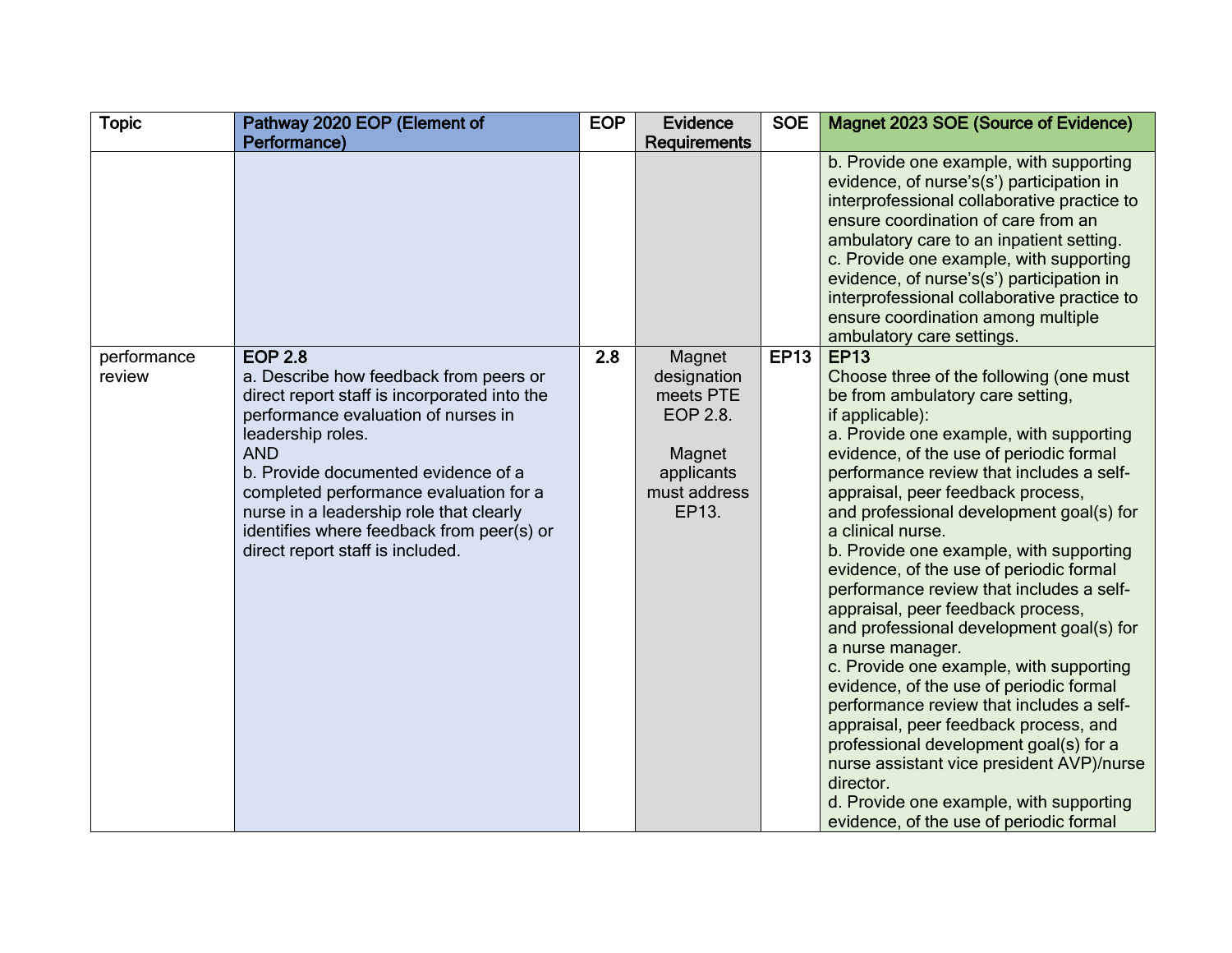| Topic | Pathway 2020 EOP (Element of Performance) | EOP | Evidence Requirements | SOE | Magnet 2023 SOE (Source of Evidence) |
|---|---|---|---|---|---|
| | | | | | b. Provide one example, with supporting evidence, of nurse's(s') participation in interprofessional collaborative practice to ensure coordination of care from an ambulatory care to an inpatient setting.<br>c. Provide one example, with supporting evidence, of nurse's(s') participation in interprofessional collaborative practice to ensure coordination among multiple ambulatory care settings. |
| performance review | **EOP 2.8**<br>a. Describe how feedback from peers or direct report staff is incorporated into the performance evaluation of nurses in leadership roles.<br>AND<br>b. Provide documented evidence of a completed performance evaluation for a nurse in a leadership role that clearly identifies where feedback from peer(s) or direct report staff is included. | **2.8** | Magnet designation meets PTE EOP 2.8.<br><br>Magnet applicants must address EP13. | **EP13** | **EP13**<br>Choose three of the following (one must be from ambulatory care setting, if applicable):<br>a. Provide one example, with supporting evidence, of the use of periodic formal performance review that includes a self-appraisal, peer feedback process, and professional development goal(s) for a clinical nurse.<br>b. Provide one example, with supporting evidence, of the use of periodic formal performance review that includes a self-appraisal, peer feedback process, and professional development goal(s) for a nurse manager.<br>c. Provide one example, with supporting evidence, of the use of periodic formal performance review that includes a self-appraisal, peer feedback process, and professional development goal(s) for a nurse assistant vice president AVP)/nurse director.<br>d. Provide one example, with supporting evidence, of the use of periodic formal |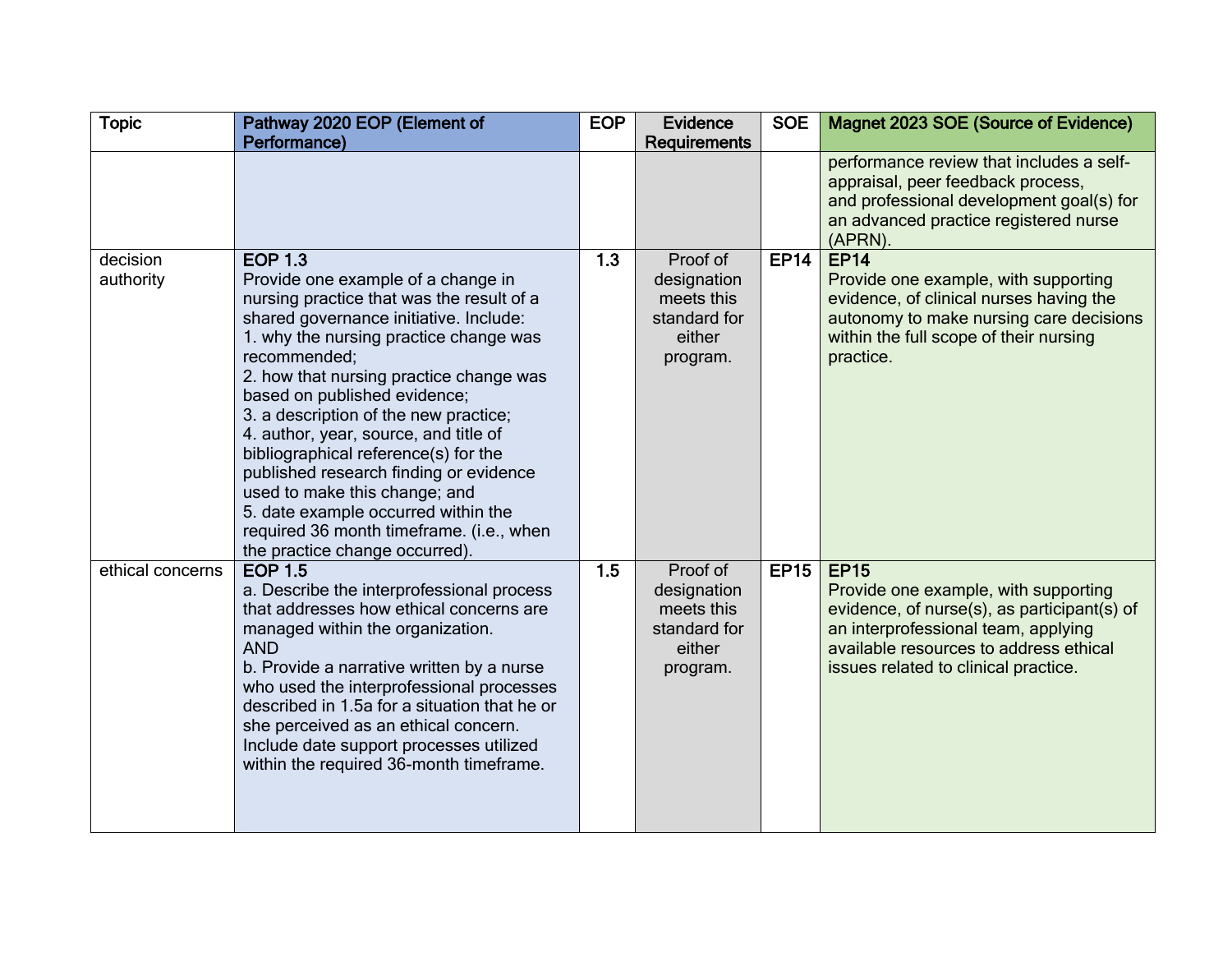| Topic | Pathway 2020 EOP (Element of Performance) | EOP | Evidence Requirements | SOE | Magnet 2023 SOE (Source of Evidence) |
|---|---|---|---|---|---|
| | | | | | performance review that includes a self-appraisal, peer feedback process, and professional development goal(s) for an advanced practice registered nurse (APRN). |
| decision authority | **EOP 1.3**<br>Provide one example of a change in nursing practice that was the result of a shared governance initiative. Include:<br>1. why the nursing practice change was recommended;<br>2. how that nursing practice change was based on published evidence;<br>3. a description of the new practice;<br>4. author, year, source, and title of bibliographical reference(s) for the published research finding or evidence used to make this change; and<br>5. date example occurred within the required 36 month timeframe. (i.e., when the practice change occurred). | **1.3** | Proof of designation meets this standard for either program. | **EP14** | **EP14**<br>Provide one example, with supporting evidence, of clinical nurses having the autonomy to make nursing care decisions within the full scope of their nursing practice. |
| ethical concerns | **EOP 1.5**<br>a. Describe the interprofessional process that addresses how ethical concerns are managed within the organization.<br>AND<br>b. Provide a narrative written by a nurse who used the interprofessional processes described in 1.5a for a situation that he or she perceived as an ethical concern. Include date support processes utilized within the required 36-month timeframe. | **1.5** | Proof of designation meets this standard for either program. | **EP15** | **EP15**<br>Provide one example, with supporting evidence, of nurse(s), as participant(s) of an interprofessional team, applying available resources to address ethical issues related to clinical practice. |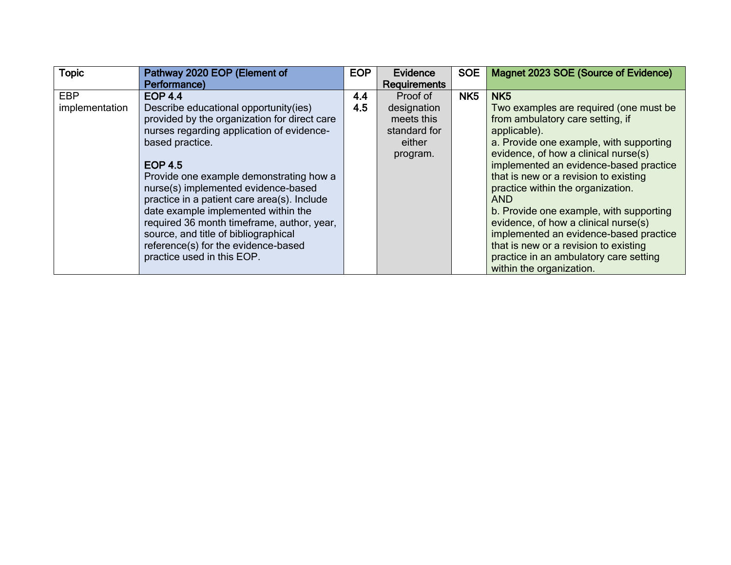| Topic | Pathway 2020 EOP (Element of Performance) | EOP | Evidence Requirements | SOE | Magnet 2023 SOE (Source of Evidence) |
| --- | --- | --- | --- | --- | --- |
| EBP implementation | **EOP 4.4**<br>Describe educational opportunity(ies) provided by the organization for direct care nurses regarding application of evidence-based practice.<br><br>**EOP 4.5**<br>Provide one example demonstrating how a nurse(s) implemented evidence-based practice in a patient care area(s). Include date example implemented within the required 36 month timeframe, author, year, source, and title of bibliographical reference(s) for the evidence-based practice used in this EOP. | **4.4**<br>**4.5** | Proof of designation meets this standard for either program. | **NK5** | **NK5**<br>Two examples are required (one must be from ambulatory care setting, if applicable).<br>a. Provide one example, with supporting evidence, of how a clinical nurse(s) implemented an evidence-based practice that is new or a revision to existing practice within the organization.<br>AND<br>b. Provide one example, with supporting evidence, of how a clinical nurse(s) implemented an evidence-based practice that is new or a revision to existing practice in an ambulatory care setting within the organization. |